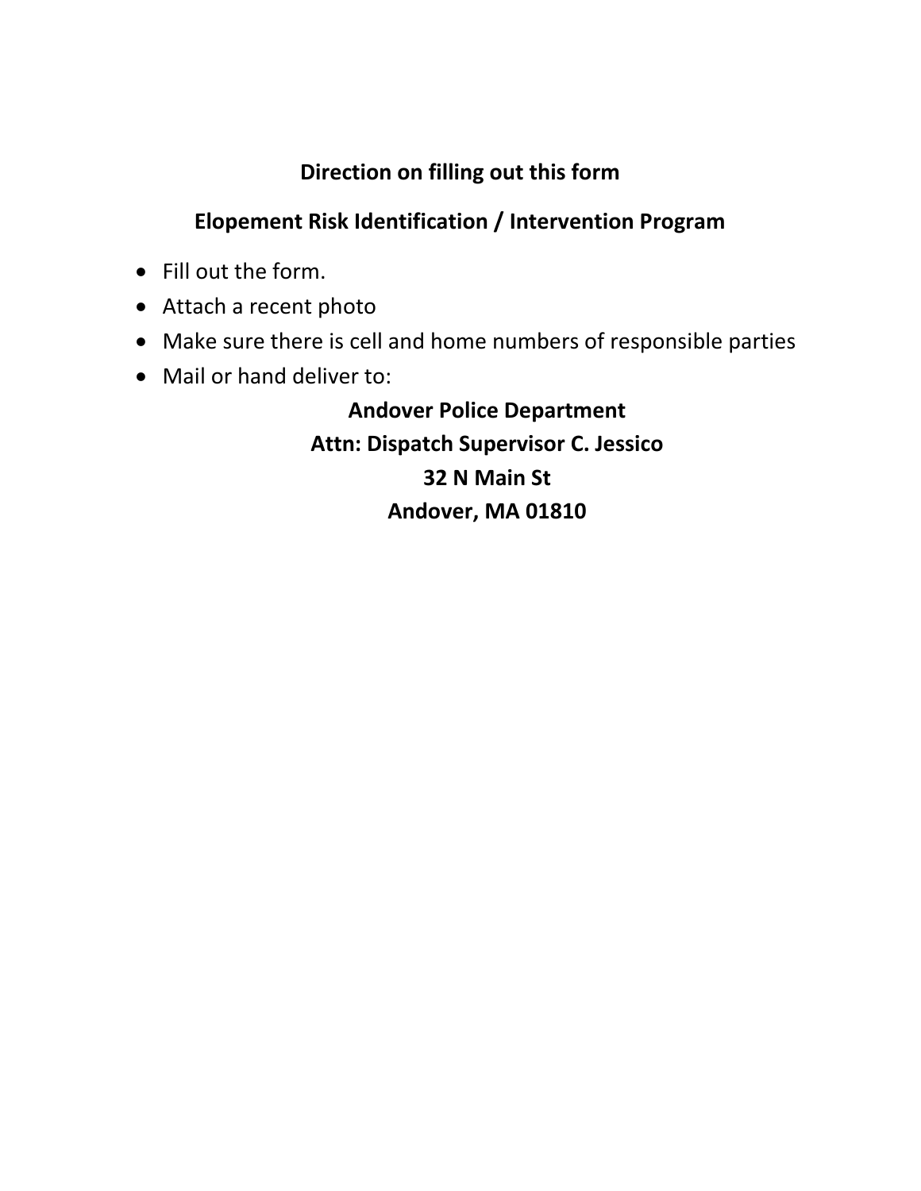## Direction on filling out this form

## Elopement Risk Identification / Intervention Program

- Fill out the form.
- Attach a recent photo
- Make sure there is cell and home numbers of responsible parties
- Mail or hand deliver to:

**Andover Police Department**
**Attn: Dispatch Supervisor C. Jessico**
**32 N Main St**
**Andover, MA 01810**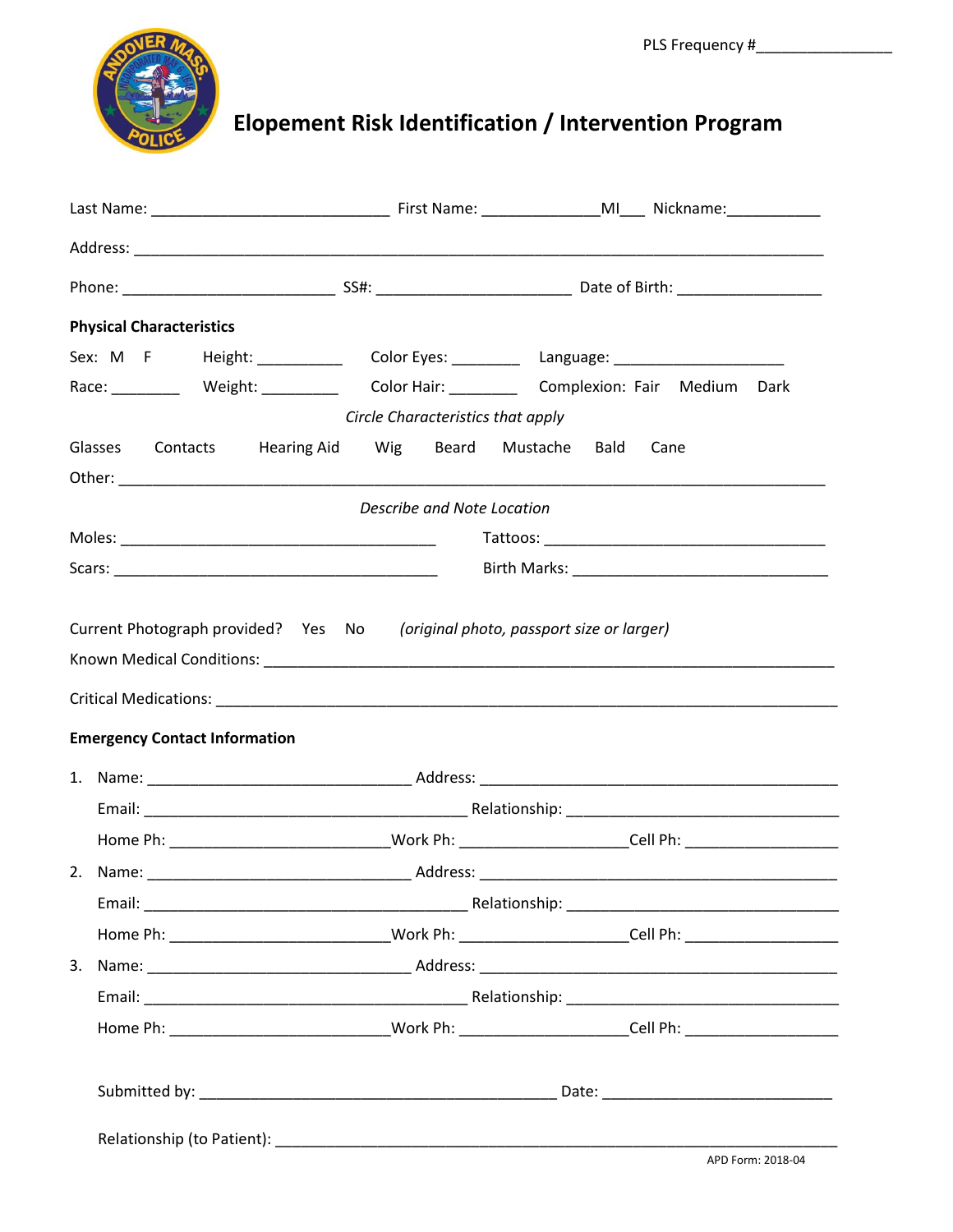PLS Frequency #________________

# Elopement Risk Identification / Intervention Program

Last Name: ___________________________ First Name: ______________MI___ Nickname:___________

Address: ______________________________________________________________________________

Phone: ________________________ SS#: ______________________ Date of Birth: ________________

**Physical Characteristics**

Sex: M F Height: __________ Color Eyes: ________ Language: ___________________

Race: ________ Weight: _________ Color Hair: ________ Complexion: Fair Medium Dark

*Circle Characteristics that apply*

Glasses Contacts Hearing Aid Wig Beard Mustache Bald Cane

Other: ________________________________________________________________________________

*Describe and Note Location*

Moles: ____________________________________ Tattoos: _______________________________

Scars: _____________________________________ Birth Marks: ____________________________

Current Photograph provided? Yes No *(original photo, passport size or larger)*

Known Medical Conditions: _________________________________________________________________

Critical Medications: _____________________________________________________________________

**Emergency Contact Information**

1. Name: ______________________________ Address: ________________________________________

   Email: ____________________________________ Relationship: ____________________________

   Home Ph: _________________________Work Ph: ___________________Cell Ph: _________________

2. Name: ______________________________ Address: ________________________________________

   Email: ____________________________________ Relationship: ____________________________

   Home Ph: _________________________Work Ph: ___________________Cell Ph: _________________

3. Name: ______________________________ Address: ________________________________________

   Email: ____________________________________ Relationship: ____________________________

   Home Ph: _________________________Work Ph: ___________________Cell Ph: _________________

Submitted by: ________________________________________ Date: __________________________

Relationship (to Patient): ___________________________________________________________

APD Form: 2018-04